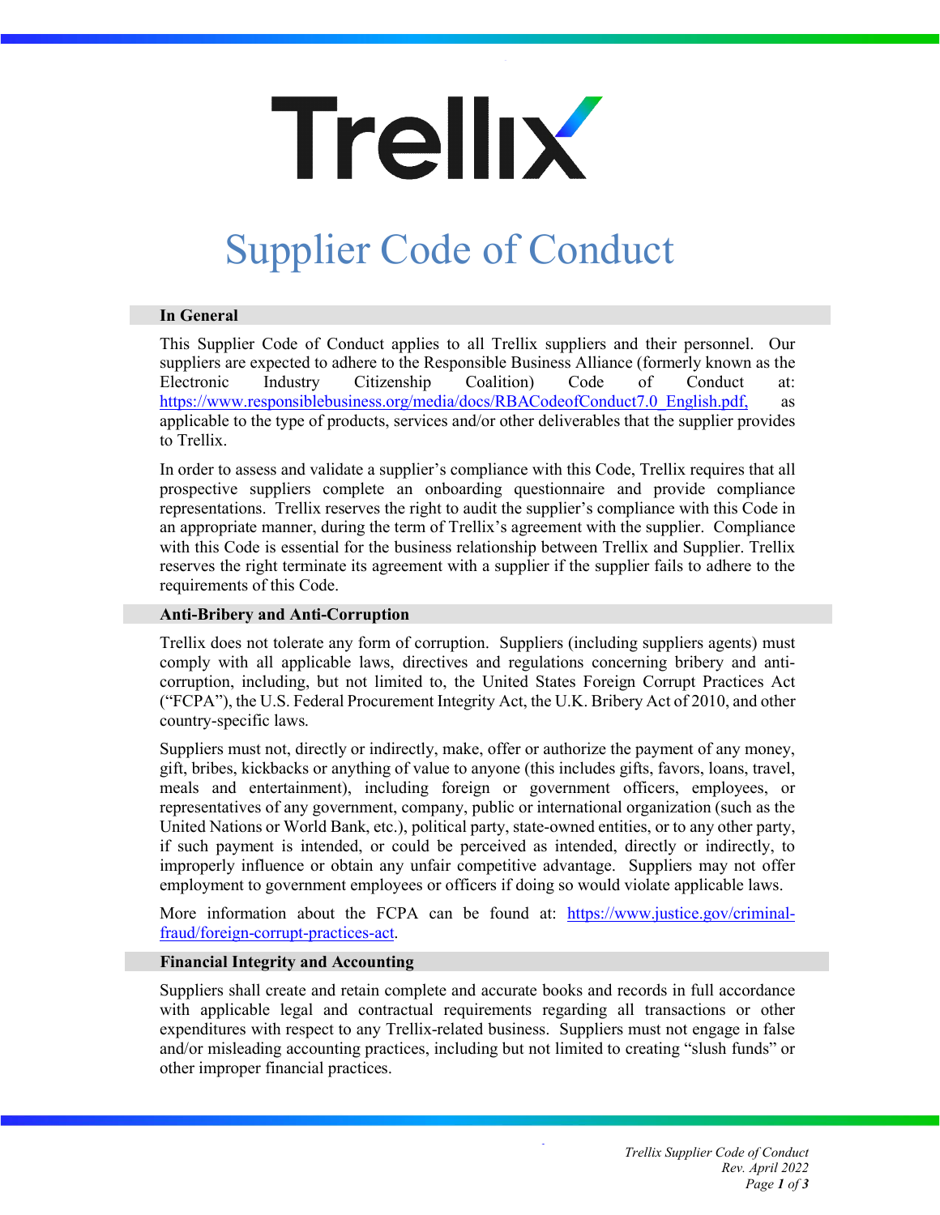# Trellix

# Supplier Code of Conduct

## In General

This Supplier Code of Conduct applies to all Trellix suppliers and their personnel. Our suppliers are expected to adhere to the Responsible Business Alliance (formerly known as the Electronic Industry Citizenship Coalition) Code of Conduct at: https://www.responsiblebusiness.org/media/docs/RBACodeofConduct7.0_English.pdf, as applicable to the type of products, services and/or other deliverables that the supplier provides to Trellix.

In order to assess and validate a supplier's compliance with this Code, Trellix requires that all prospective suppliers complete an onboarding questionnaire and provide compliance representations. Trellix reserves the right to audit the supplier's compliance with this Code in an appropriate manner, during the term of Trellix's agreement with the supplier. Compliance with this Code is essential for the business relationship between Trellix and Supplier. Trellix reserves the right terminate its agreement with a supplier if the supplier fails to adhere to the requirements of this Code.

## Anti-Bribery and Anti-Corruption

Trellix does not tolerate any form of corruption. Suppliers (including suppliers agents) must comply with all applicable laws, directives and regulations concerning bribery and anti-corruption, including, but not limited to, the United States Foreign Corrupt Practices Act ("FCPA"), the U.S. Federal Procurement Integrity Act, the U.K. Bribery Act of 2010, and other country-specific laws.

Suppliers must not, directly or indirectly, make, offer or authorize the payment of any money, gift, bribes, kickbacks or anything of value to anyone (this includes gifts, favors, loans, travel, meals and entertainment), including foreign or government officers, employees, or representatives of any government, company, public or international organization (such as the United Nations or World Bank, etc.), political party, state-owned entities, or to any other party, if such payment is intended, or could be perceived as intended, directly or indirectly, to improperly influence or obtain any unfair competitive advantage. Suppliers may not offer employment to government employees or officers if doing so would violate applicable laws.

More information about the FCPA can be found at: https://www.justice.gov/criminal-fraud/foreign-corrupt-practices-act.

## Financial Integrity and Accounting

Suppliers shall create and retain complete and accurate books and records in full accordance with applicable legal and contractual requirements regarding all transactions or other expenditures with respect to any Trellix-related business. Suppliers must not engage in false and/or misleading accounting practices, including but not limited to creating "slush funds" or other improper financial practices.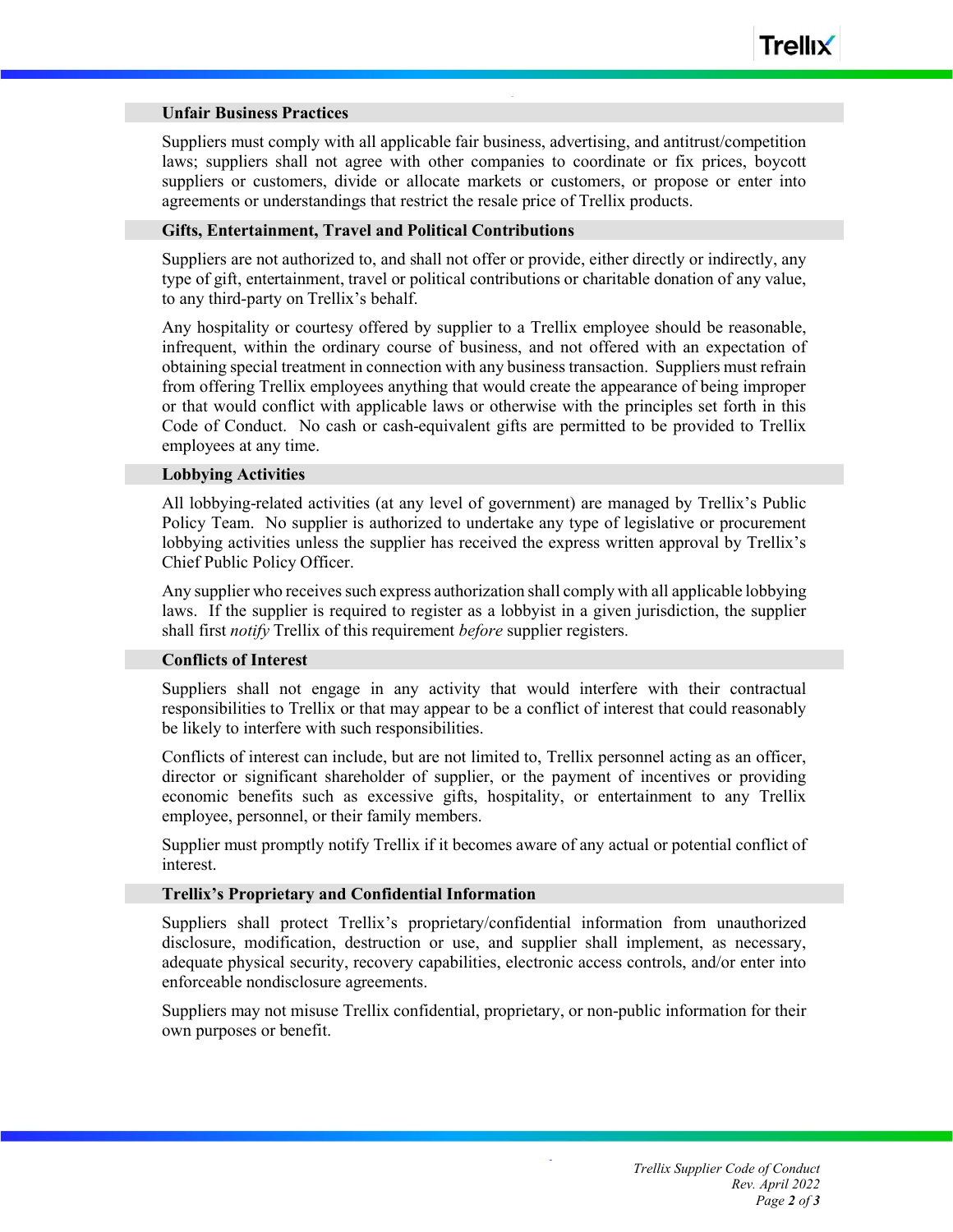## Unfair Business Practices

Suppliers must comply with all applicable fair business, advertising, and antitrust/competition laws; suppliers shall not agree with other companies to coordinate or fix prices, boycott suppliers or customers, divide or allocate markets or customers, or propose or enter into agreements or understandings that restrict the resale price of Trellix products.

## Gifts, Entertainment, Travel and Political Contributions

Suppliers are not authorized to, and shall not offer or provide, either directly or indirectly, any type of gift, entertainment, travel or political contributions or charitable donation of any value, to any third-party on Trellix's behalf.

Any hospitality or courtesy offered by supplier to a Trellix employee should be reasonable, infrequent, within the ordinary course of business, and not offered with an expectation of obtaining special treatment in connection with any business transaction. Suppliers must refrain from offering Trellix employees anything that would create the appearance of being improper or that would conflict with applicable laws or otherwise with the principles set forth in this Code of Conduct. No cash or cash-equivalent gifts are permitted to be provided to Trellix employees at any time.

## Lobbying Activities

All lobbying-related activities (at any level of government) are managed by Trellix's Public Policy Team. No supplier is authorized to undertake any type of legislative or procurement lobbying activities unless the supplier has received the express written approval by Trellix's Chief Public Policy Officer.

Any supplier who receives such express authorization shall comply with all applicable lobbying laws. If the supplier is required to register as a lobbyist in a given jurisdiction, the supplier shall first *notify* Trellix of this requirement *before* supplier registers.

## Conflicts of Interest

Suppliers shall not engage in any activity that would interfere with their contractual responsibilities to Trellix or that may appear to be a conflict of interest that could reasonably be likely to interfere with such responsibilities.

Conflicts of interest can include, but are not limited to, Trellix personnel acting as an officer, director or significant shareholder of supplier, or the payment of incentives or providing economic benefits such as excessive gifts, hospitality, or entertainment to any Trellix employee, personnel, or their family members.

Supplier must promptly notify Trellix if it becomes aware of any actual or potential conflict of interest.

## Trellix's Proprietary and Confidential Information

Suppliers shall protect Trellix's proprietary/confidential information from unauthorized disclosure, modification, destruction or use, and supplier shall implement, as necessary, adequate physical security, recovery capabilities, electronic access controls, and/or enter into enforceable nondisclosure agreements.

Suppliers may not misuse Trellix confidential, proprietary, or non-public information for their own purposes or benefit.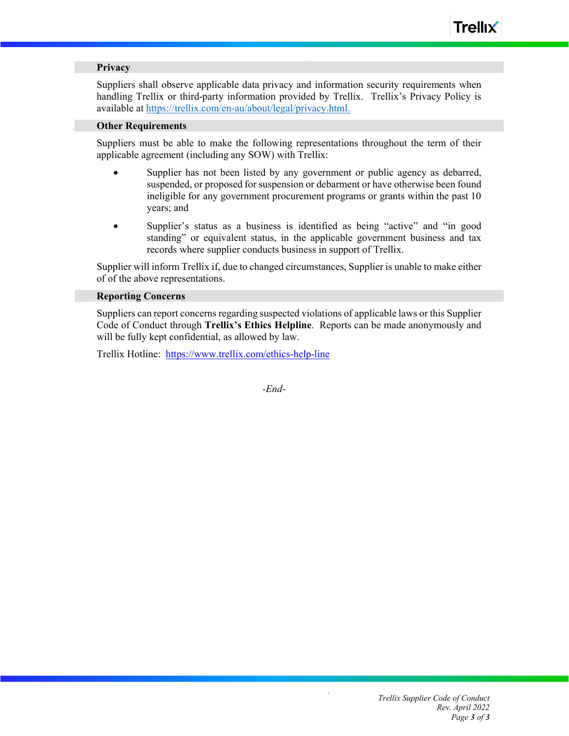## Privacy

Suppliers shall observe applicable data privacy and information security requirements when handling Trellix or third-party information provided by Trellix. Trellix's Privacy Policy is available at https://trellix.com/en-au/about/legal/privacy.html.

## Other Requirements

Suppliers must be able to make the following representations throughout the term of their applicable agreement (including any SOW) with Trellix:

- Supplier has not been listed by any government or public agency as debarred, suspended, or proposed for suspension or debarment or have otherwise been found ineligible for any government procurement programs or grants within the past 10 years; and
- Supplier's status as a business is identified as being "active" and "in good standing" or equivalent status, in the applicable government business and tax records where supplier conducts business in support of Trellix.

Supplier will inform Trellix if, due to changed circumstances, Supplier is unable to make either of of the above representations.

## Reporting Concerns

Suppliers can report concerns regarding suspected violations of applicable laws or this Supplier Code of Conduct through **Trellix's Ethics Helpline**. Reports can be made anonymously and will be fully kept confidential, as allowed by law.

Trellix Hotline: https://www.trellix.com/ethics-help-line

*-End-*